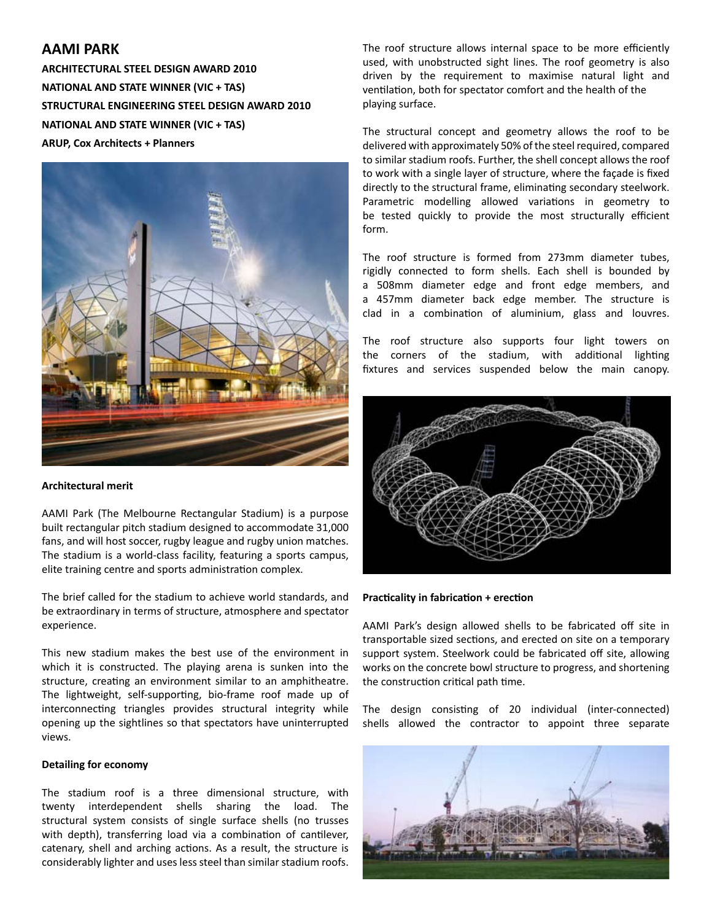# AAMI PARK

**ARCHITECTURAL STEEL DESIGN AWARD 2010**

**NATIONAL AND STATE WINNER (VIC + TAS)**

**STRUCTURAL ENGINEERING STEEL DESIGN AWARD 2010**

**NATIONAL AND STATE WINNER (VIC + TAS)**

**ARUP, Cox Architects + Planners**

### Architectural merit

AAMI Park (The Melbourne Rectangular Stadium) is a purpose built rectangular pitch stadium designed to accommodate 31,000 fans, and will host soccer, rugby league and rugby union matches. The stadium is a world-class facility, featuring a sports campus, elite training centre and sports administration complex.

The brief called for the stadium to achieve world standards, and be extraordinary in terms of structure, atmosphere and spectator experience.

This new stadium makes the best use of the environment in which it is constructed. The playing arena is sunken into the structure, creating an environment similar to an amphitheatre. The lightweight, self-supporting, bio-frame roof made up of interconnecting triangles provides structural integrity while opening up the sightlines so that spectators have uninterrupted views.

### Detailing for economy

The stadium roof is a three dimensional structure, with twenty interdependent shells sharing the load. The structural system consists of single surface shells (no trusses with depth), transferring load via a combination of cantilever, catenary, shell and arching actions. As a result, the structure is considerably lighter and uses less steel than similar stadium roofs.

The roof structure allows internal space to be more efficiently used, with unobstructed sight lines. The roof geometry is also driven by the requirement to maximise natural light and ventilation, both for spectator comfort and the health of the playing surface.

The structural concept and geometry allows the roof to be delivered with approximately 50% of the steel required, compared to similar stadium roofs. Further, the shell concept allows the roof to work with a single layer of structure, where the façade is fixed directly to the structural frame, eliminating secondary steelwork. Parametric modelling allowed variations in geometry to be tested quickly to provide the most structurally efficient form.

The roof structure is formed from 273mm diameter tubes, rigidly connected to form shells. Each shell is bounded by a 508mm diameter edge and front edge members, and a 457mm diameter back edge member. The structure is clad in a combination of aluminium, glass and louvres.

The roof structure also supports four light towers on the corners of the stadium, with additional lighting fixtures and services suspended below the main canopy.

### Practicality in fabrication + erection

AAMI Park's design allowed shells to be fabricated off site in transportable sized sections, and erected on site on a temporary support system. Steelwork could be fabricated off site, allowing works on the concrete bowl structure to progress, and shortening the construction critical path time.

The design consisting of 20 individual (inter-connected) shells allowed the contractor to appoint three separate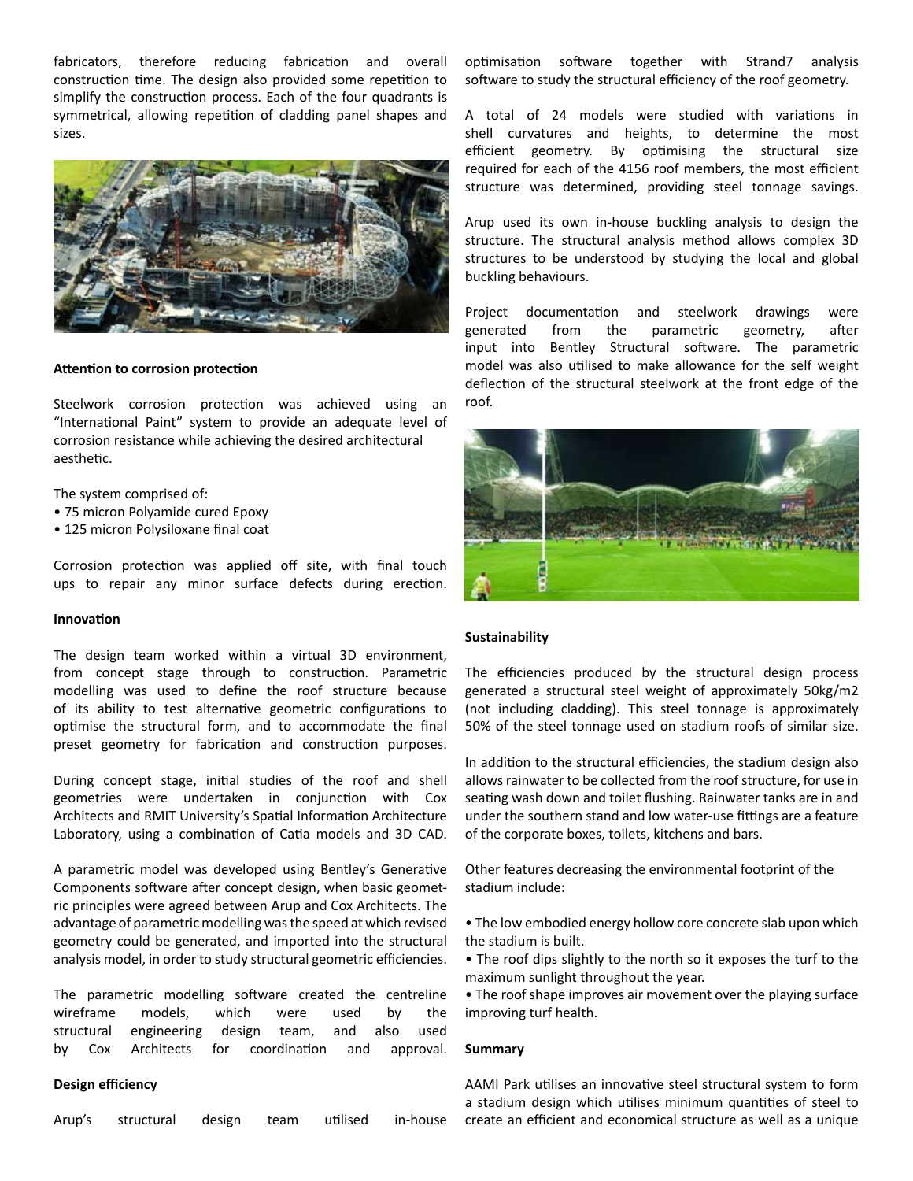fabricators, therefore reducing fabrication and overall construction time. The design also provided some repetition to simplify the construction process. Each of the four quadrants is symmetrical, allowing repetition of cladding panel shapes and sizes.

**Attention to corrosion protection**

Steelwork corrosion protection was achieved using an "International Paint" system to provide an adequate level of corrosion resistance while achieving the desired architectural aesthetic.

The system comprised of:

- 75 micron Polyamide cured Epoxy
- 125 micron Polysiloxane final coat

Corrosion protection was applied off site, with final touch ups to repair any minor surface defects during erection.

**Innovation**

The design team worked within a virtual 3D environment, from concept stage through to construction. Parametric modelling was used to define the roof structure because of its ability to test alternative geometric configurations to optimise the structural form, and to accommodate the final preset geometry for fabrication and construction purposes.

During concept stage, initial studies of the roof and shell geometries were undertaken in conjunction with Cox Architects and RMIT University's Spatial Information Architecture Laboratory, using a combination of Catia models and 3D CAD.

A parametric model was developed using Bentley's Generative Components software after concept design, when basic geometric principles were agreed between Arup and Cox Architects. The advantage of parametric modelling was the speed at which revised geometry could be generated, and imported into the structural analysis model, in order to study structural geometric efficiencies.

The parametric modelling software created the centreline wireframe models, which were used by the structural engineering design team, and also used by Cox Architects for coordination and approval.

**Design efficiency**

Arup's structural design team utilised in-house optimisation software together with Strand7 analysis software to study the structural efficiency of the roof geometry.

A total of 24 models were studied with variations in shell curvatures and heights, to determine the most efficient geometry. By optimising the structural size required for each of the 4156 roof members, the most efficient structure was determined, providing steel tonnage savings.

Arup used its own in-house buckling analysis to design the structure. The structural analysis method allows complex 3D structures to be understood by studying the local and global buckling behaviours.

Project documentation and steelwork drawings were generated from the parametric geometry, after input into Bentley Structural software. The parametric model was also utilised to make allowance for the self weight deflection of the structural steelwork at the front edge of the roof.

**Sustainability**

The efficiencies produced by the structural design process generated a structural steel weight of approximately 50kg/m2 (not including cladding). This steel tonnage is approximately 50% of the steel tonnage used on stadium roofs of similar size.

In addition to the structural efficiencies, the stadium design also allows rainwater to be collected from the roof structure, for use in seating wash down and toilet flushing. Rainwater tanks are in and under the southern stand and low water-use fittings are a feature of the corporate boxes, toilets, kitchens and bars.

Other features decreasing the environmental footprint of the stadium include:

- The low embodied energy hollow core concrete slab upon which the stadium is built.
- The roof dips slightly to the north so it exposes the turf to the maximum sunlight throughout the year.
- The roof shape improves air movement over the playing surface improving turf health.

**Summary**

AAMI Park utilises an innovative steel structural system to form a stadium design which utilises minimum quantities of steel to create an efficient and economical structure as well as a unique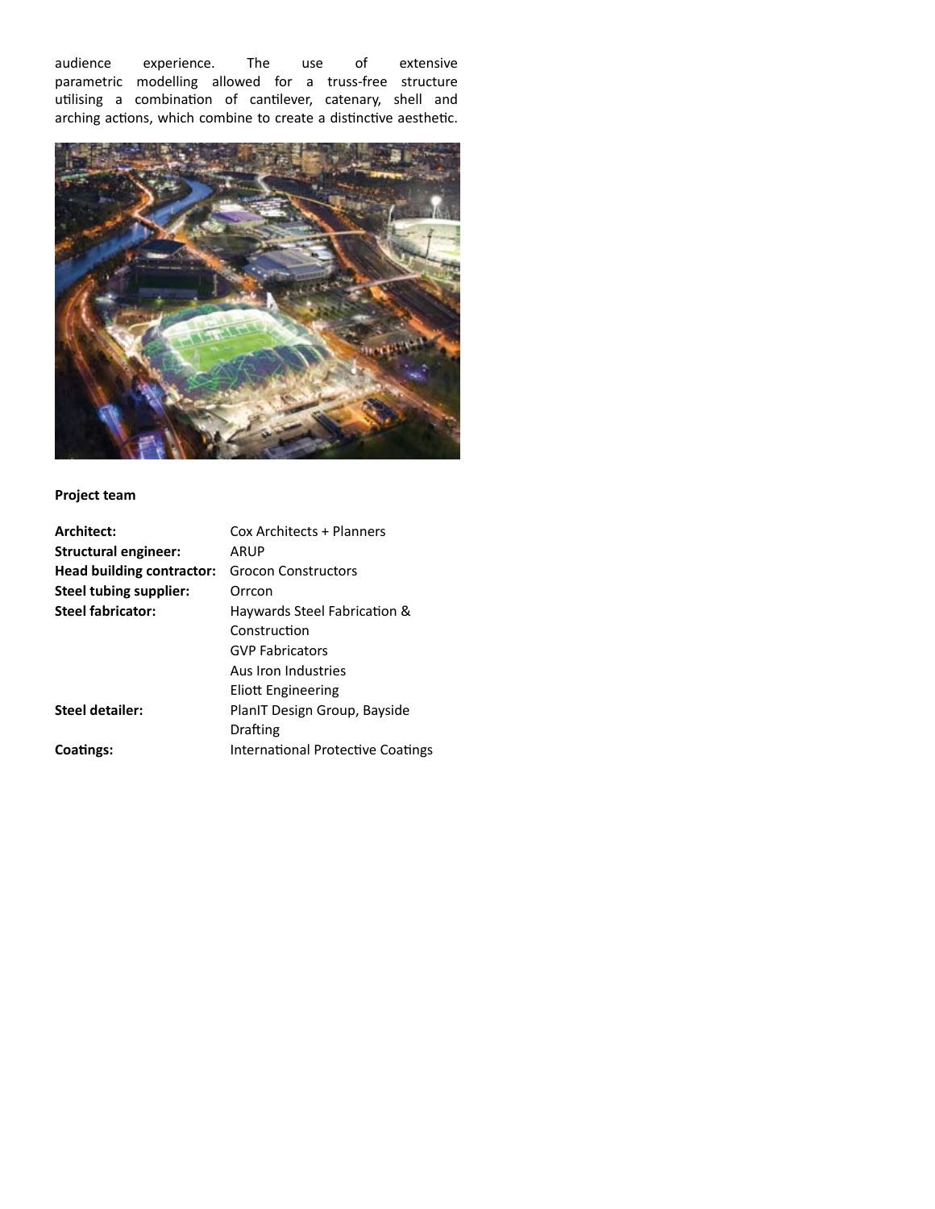audience experience. The use of extensive parametric modelling allowed for a truss-free structure utilising a combination of cantilever, catenary, shell and arching actions, which combine to create a distinctive aesthetic.

**Project team**

| | |
|---|---|
| **Architect:** | Cox Architects + Planners |
| **Structural engineer:** | ARUP |
| **Head building contractor:** | Grocon Constructors |
| **Steel tubing supplier:** | Orrcon |
| **Steel fabricator:** | Haywards Steel Fabrication & Construction<br>GVP Fabricators<br>Aus Iron Industries<br>Eliott Engineering |
| **Steel detailer:** | PlanIT Design Group, Bayside Drafting |
| **Coatings:** | International Protective Coatings |